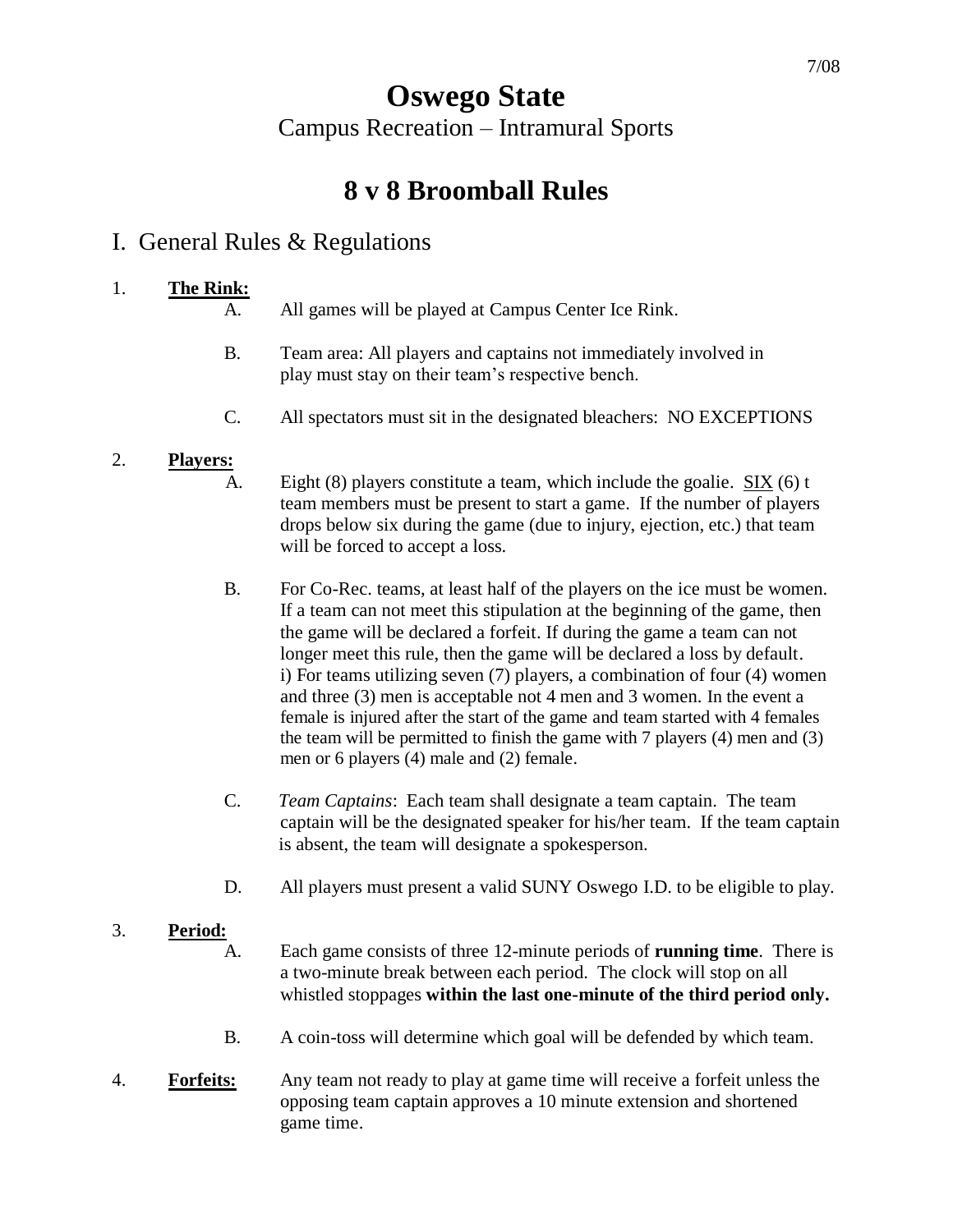# Oswego State

Campus Recreation – Intramural Sports

## 8 v 8 Broomball Rules

### I. General Rules & Regulations

1. **The Rink:**
   - A. All games will be played at Campus Center Ice Rink.
   - B. Team area: All players and captains not immediately involved in play must stay on their team's respective bench.
   - C. All spectators must sit in the designated bleachers: NO EXCEPTIONS

2. **Players:**
   - A. Eight (8) players constitute a team, which include the goalie. SIX (6) t team members must be present to start a game. If the number of players drops below six during the game (due to injury, ejection, etc.) that team will be forced to accept a loss.
   - B. For Co-Rec. teams, at least half of the players on the ice must be women. If a team can not meet this stipulation at the beginning of the game, then the game will be declared a forfeit. If during the game a team can not longer meet this rule, then the game will be declared a loss by default. i) For teams utilizing seven (7) players, a combination of four (4) women and three (3) men is acceptable not 4 men and 3 women. In the event a female is injured after the start of the game and team started with 4 females the team will be permitted to finish the game with 7 players (4) men and (3) men or 6 players (4) male and (2) female.
   - C. *Team Captains*: Each team shall designate a team captain. The team captain will be the designated speaker for his/her team. If the team captain is absent, the team will designate a spokesperson.
   - D. All players must present a valid SUNY Oswego I.D. to be eligible to play.

3. **Period:**
   - A. Each game consists of three 12-minute periods of **running time**. There is a two-minute break between each period. The clock will stop on all whistled stoppages **within the last one-minute of the third period only.**
   - B. A coin-toss will determine which goal will be defended by which team.

4. **Forfeits:** Any team not ready to play at game time will receive a forfeit unless the opposing team captain approves a 10 minute extension and shortened game time.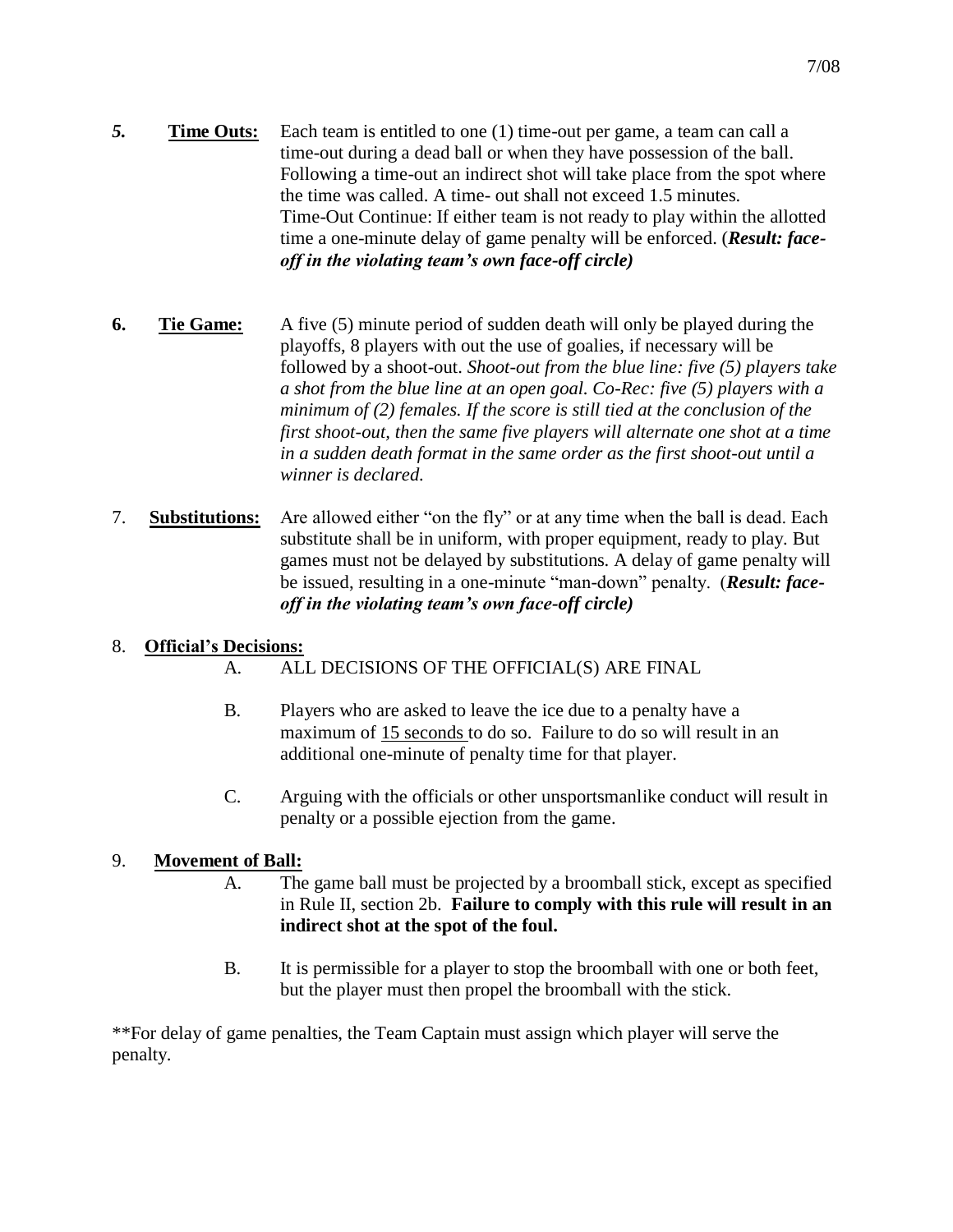***5.*** **Time Outs:** Each team is entitled to one (1) time-out per game, a team can call a time-out during a dead ball or when they have possession of the ball. Following a time-out an indirect shot will take place from the spot where the time was called. A time- out shall not exceed 1.5 minutes. Time-Out Continue: If either team is not ready to play within the allotted time a one-minute delay of game penalty will be enforced. (***Result: face-off in the violating team's own face-off circle)***

**6.** **Tie Game:** A five (5) minute period of sudden death will only be played during the playoffs, 8 players with out the use of goalies, if necessary will be followed by a shoot-out. *Shoot-out from the blue line: five (5) players take a shot from the blue line at an open goal. Co-Rec: five (5) players with a minimum of (2) females. If the score is still tied at the conclusion of the first shoot-out, then the same five players will alternate one shot at a time in a sudden death format in the same order as the first shoot-out until a winner is declared.*

7. **Substitutions:** Are allowed either "on the fly" or at any time when the ball is dead. Each substitute shall be in uniform, with proper equipment, ready to play. But games must not be delayed by substitutions. A delay of game penalty will be issued, resulting in a one-minute "man-down" penalty. (***Result: face-off in the violating team's own face-off circle)***

8. **Official's Decisions:**

   A. ALL DECISIONS OF THE OFFICIAL(S) ARE FINAL

   B. Players who are asked to leave the ice due to a penalty have a maximum of 15 seconds to do so. Failure to do so will result in an additional one-minute of penalty time for that player.

   C. Arguing with the officials or other unsportsmanlike conduct will result in penalty or a possible ejection from the game.

9. **Movement of Ball:**

   A. The game ball must be projected by a broomball stick, except as specified in Rule II, section 2b. **Failure to comply with this rule will result in an indirect shot at the spot of the foul.**

   B. It is permissible for a player to stop the broomball with one or both feet, but the player must then propel the broomball with the stick.

**For delay of game penalties, the Team Captain must assign which player will serve the penalty.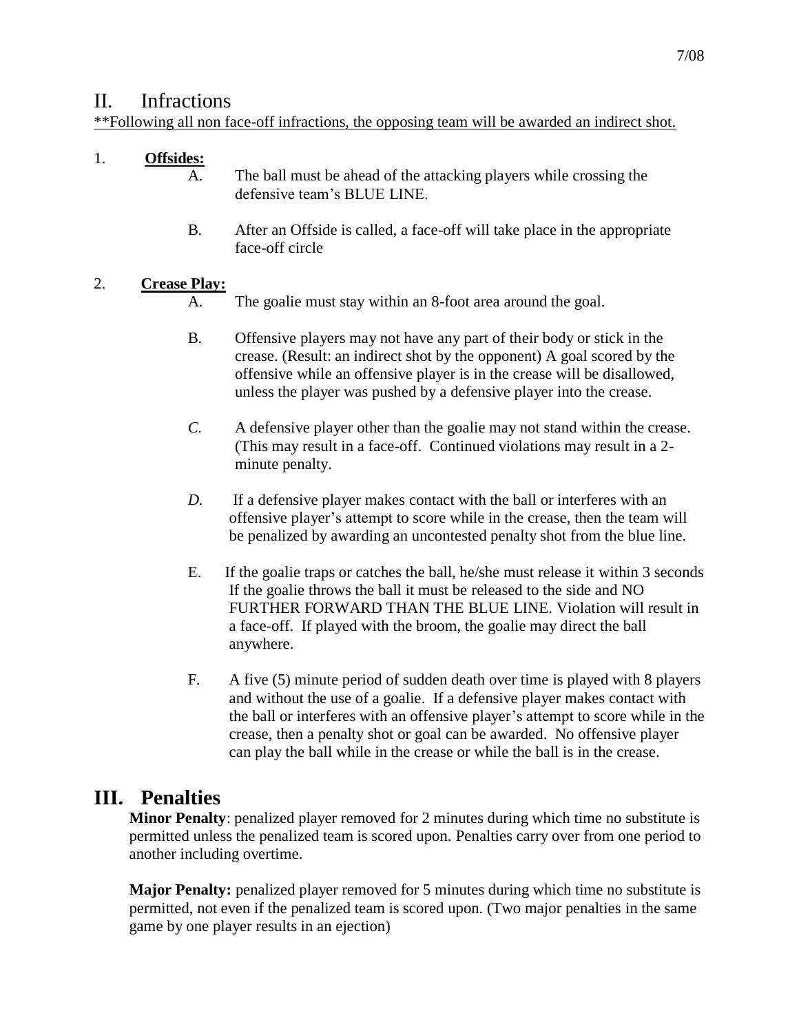## II. Infractions

**Following all non face-off infractions, the opposing team will be awarded an indirect shot.

1. **Offsides:**
   - A. The ball must be ahead of the attacking players while crossing the defensive team's BLUE LINE.
   - B. After an Offside is called, a face-off will take place in the appropriate face-off circle

2. **Crease Play:**
   - A. The goalie must stay within an 8-foot area around the goal.
   - B. Offensive players may not have any part of their body or stick in the crease. (Result: an indirect shot by the opponent) A goal scored by the offensive while an offensive player is in the crease will be disallowed, unless the player was pushed by a defensive player into the crease.
   - *C.* A defensive player other than the goalie may not stand within the crease. (This may result in a face-off. Continued violations may result in a 2-minute penalty.
   - *D.* If a defensive player makes contact with the ball or interferes with an offensive player's attempt to score while in the crease, then the team will be penalized by awarding an uncontested penalty shot from the blue line.
   - E. If the goalie traps or catches the ball, he/she must release it within 3 seconds If the goalie throws the ball it must be released to the side and NO FURTHER FORWARD THAN THE BLUE LINE. Violation will result in a face-off. If played with the broom, the goalie may direct the ball anywhere.
   - F. A five (5) minute period of sudden death over time is played with 8 players and without the use of a goalie. If a defensive player makes contact with the ball or interferes with an offensive player's attempt to score while in the crease, then a penalty shot or goal can be awarded. No offensive player can play the ball while in the crease or while the ball is in the crease.

## III. Penalties

**Minor Penalty**: penalized player removed for 2 minutes during which time no substitute is permitted unless the penalized team is scored upon. Penalties carry over from one period to another including overtime.

**Major Penalty:** penalized player removed for 5 minutes during which time no substitute is permitted, not even if the penalized team is scored upon. (Two major penalties in the same game by one player results in an ejection)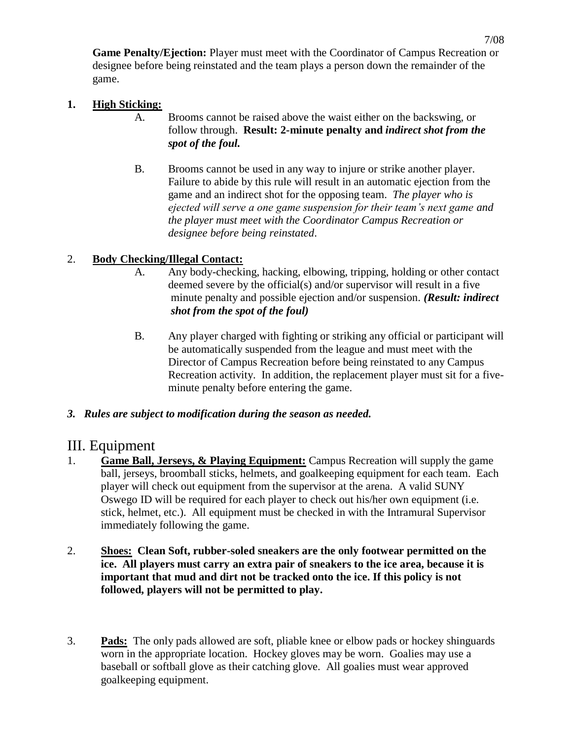**Game Penalty/Ejection:** Player must meet with the Coordinator of Campus Recreation or designee before being reinstated and the team plays a person down the remainder of the game.

1. **High Sticking:**
   - A. Brooms cannot be raised above the waist either on the backswing, or follow through. **Result: 2-minute penalty and *indirect shot from the spot of the foul.***
   - B. Brooms cannot be used in any way to injure or strike another player. Failure to abide by this rule will result in an automatic ejection from the game and an indirect shot for the opposing team. *The player who is ejected will serve a one game suspension for their team's next game and the player must meet with the Coordinator Campus Recreation or designee before being reinstated*.

2. **Body Checking/Illegal Contact:**
   - A. Any body-checking, hacking, elbowing, tripping, holding or other contact deemed severe by the official(s) and/or supervisor will result in a five minute penalty and possible ejection and/or suspension. ***(Result: indirect shot from the spot of the foul)***
   - B. Any player charged with fighting or striking any official or participant will be automatically suspended from the league and must meet with the Director of Campus Recreation before being reinstated to any Campus Recreation activity. In addition, the replacement player must sit for a five-minute penalty before entering the game.

3. ***Rules are subject to modification during the season as needed.***

## III. Equipment

1. **Game Ball, Jerseys, & Playing Equipment:** Campus Recreation will supply the game ball, jerseys, broomball sticks, helmets, and goalkeeping equipment for each team. Each player will check out equipment from the supervisor at the arena. A valid SUNY Oswego ID will be required for each player to check out his/her own equipment (i.e. stick, helmet, etc.). All equipment must be checked in with the Intramural Supervisor immediately following the game.

2. **Shoes: Clean Soft, rubber-soled sneakers are the only footwear permitted on the ice. All players must carry an extra pair of sneakers to the ice area, because it is important that mud and dirt not be tracked onto the ice. If this policy is not followed, players will not be permitted to play.**

3. **Pads:** The only pads allowed are soft, pliable knee or elbow pads or hockey shinguards worn in the appropriate location. Hockey gloves may be worn. Goalies may use a baseball or softball glove as their catching glove. All goalies must wear approved goalkeeping equipment.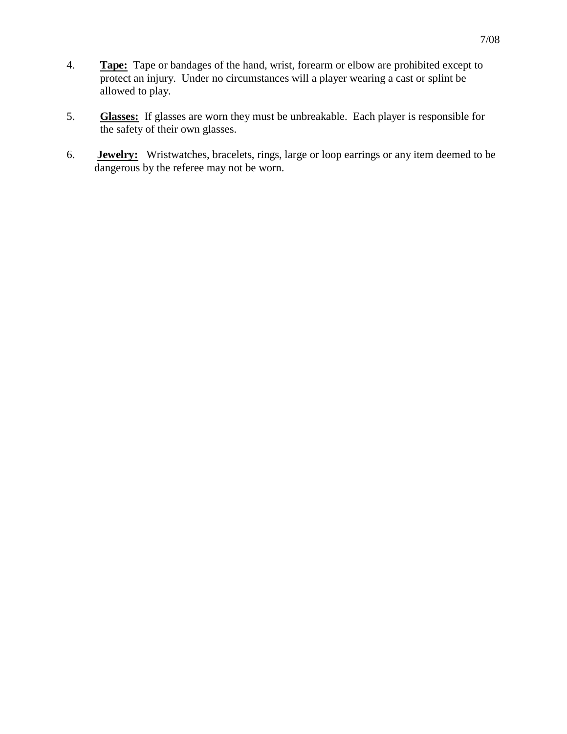4. **Tape:** Tape or bandages of the hand, wrist, forearm or elbow are prohibited except to protect an injury. Under no circumstances will a player wearing a cast or splint be allowed to play.

5. **Glasses:** If glasses are worn they must be unbreakable. Each player is responsible for the safety of their own glasses.

6. **Jewelry:** Wristwatches, bracelets, rings, large or loop earrings or any item deemed to be dangerous by the referee may not be worn.